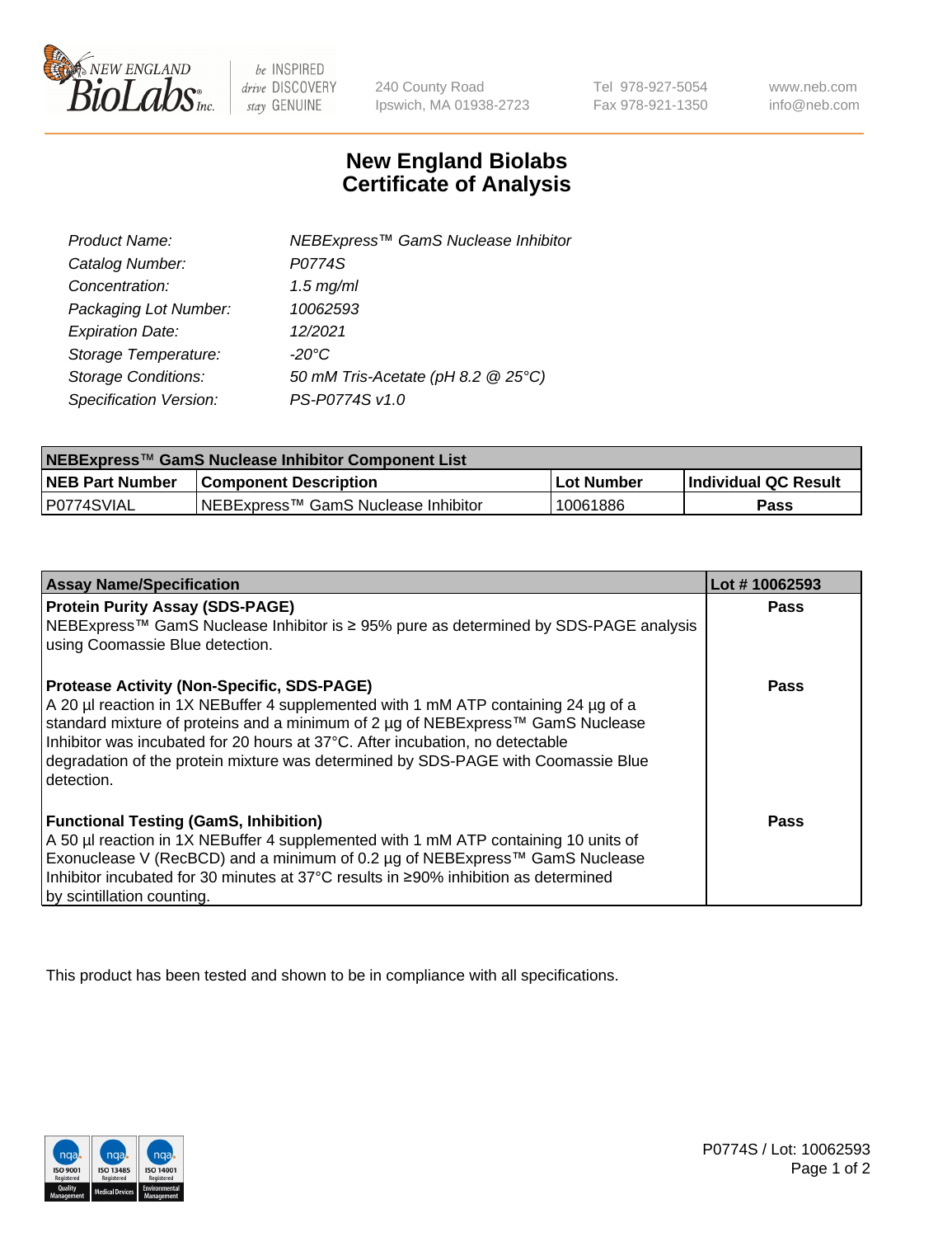New England Biolabs — be INSPIRED drive DISCOVERY stay GENUINE

240 County Road
Ipswich, MA 01938-2723

Tel 978-927-5054
Fax 978-921-1350

www.neb.com
info@neb.com

# New England Biolabs Certificate of Analysis

| | |
|---|---|
| *Product Name:* | *NEBExpress™ GamS Nuclease Inhibitor* |
| *Catalog Number:* | *P0774S* |
| *Concentration:* | *1.5 mg/ml* |
| *Packaging Lot Number:* | *10062593* |
| *Expiration Date:* | *12/2021* |
| *Storage Temperature:* | *-20°C* |
| *Storage Conditions:* | *50 mM Tris-Acetate (pH 8.2 @ 25°C)* |
| *Specification Version:* | *PS-P0774S v1.0* |

| NEBExpress™ GamS Nuclease Inhibitor Component List | | | |
|---|---|---|---|
| **NEB Part Number** | **Component Description** | **Lot Number** | **Individual QC Result** |
| P0774SVIAL | NEBExpress™ GamS Nuclease Inhibitor | 10061886 | **Pass** |

| Assay Name/Specification | Lot # 10062593 |
|---|---|
| **Protein Purity Assay (SDS-PAGE)**<br>NEBExpress™ GamS Nuclease Inhibitor is ≥ 95% pure as determined by SDS-PAGE analysis using Coomassie Blue detection. | **Pass** |
| **Protease Activity (Non-Specific, SDS-PAGE)**<br>A 20 µl reaction in 1X NEBuffer 4 supplemented with 1 mM ATP containing 24 µg of a standard mixture of proteins and a minimum of 2 µg of NEBExpress™ GamS Nuclease Inhibitor was incubated for 20 hours at 37°C. After incubation, no detectable degradation of the protein mixture was determined by SDS-PAGE with Coomassie Blue detection. | **Pass** |
| **Functional Testing (GamS, Inhibition)**<br>A 50 µl reaction in 1X NEBuffer 4 supplemented with 1 mM ATP containing 10 units of Exonuclease V (RecBCD) and a minimum of 0.2 µg of NEBExpress™ GamS Nuclease Inhibitor incubated for 30 minutes at 37°C results in ≥90% inhibition as determined by scintillation counting. | **Pass** |

This product has been tested and shown to be in compliance with all specifications.

P0774S / Lot: 10062593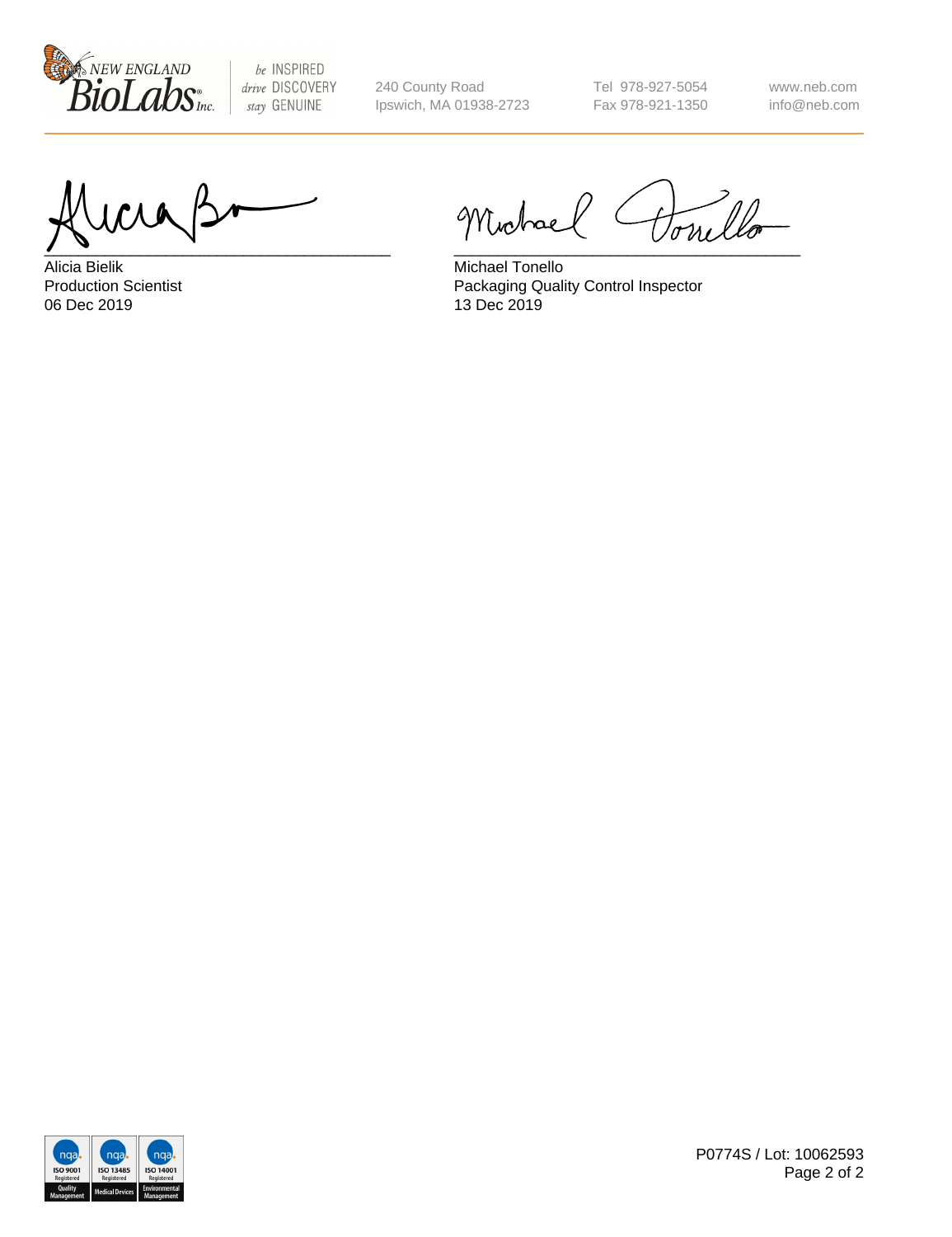Alicia Bielik
Production Scientist
06 Dec 2019

Michael Tonello
Packaging Quality Control Inspector
13 Dec 2019

P0774S / Lot: 10062593